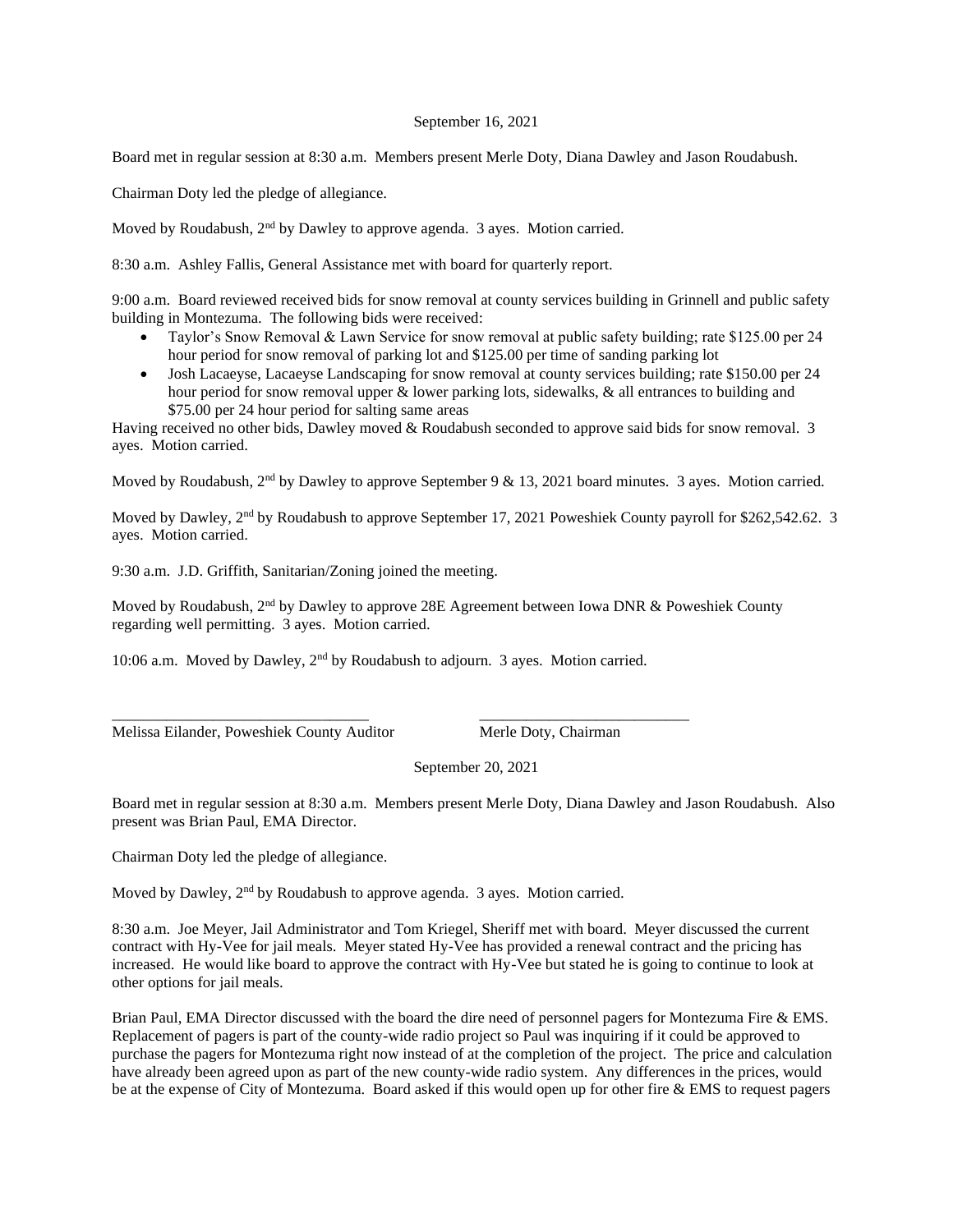September 16, 2021

Board met in regular session at 8:30 a.m. Members present Merle Doty, Diana Dawley and Jason Roudabush.

Chairman Doty led the pledge of allegiance.

Moved by Roudabush, 2nd by Dawley to approve agenda. 3 ayes. Motion carried.

8:30 a.m. Ashley Fallis, General Assistance met with board for quarterly report.

9:00 a.m. Board reviewed received bids for snow removal at county services building in Grinnell and public safety building in Montezuma. The following bids were received:

- Taylor's Snow Removal & Lawn Service for snow removal at public safety building; rate $125.00 per 24 hour period for snow removal of parking lot and $125.00 per time of sanding parking lot
- Josh Lacaeyse, Lacaeyse Landscaping for snow removal at county services building; rate $150.00 per 24 hour period for snow removal upper & lower parking lots, sidewalks, & all entrances to building and $75.00 per 24 hour period for salting same areas

Having received no other bids, Dawley moved & Roudabush seconded to approve said bids for snow removal. 3 ayes. Motion carried.

Moved by Roudabush, 2nd by Dawley to approve September 9 & 13, 2021 board minutes. 3 ayes. Motion carried.

Moved by Dawley, 2nd by Roudabush to approve September 17, 2021 Poweshiek County payroll for $262,542.62. 3 ayes. Motion carried.

9:30 a.m. J.D. Griffith, Sanitarian/Zoning joined the meeting.

Moved by Roudabush, 2nd by Dawley to approve 28E Agreement between Iowa DNR & Poweshiek County regarding well permitting. 3 ayes. Motion carried.

10:06 a.m. Moved by Dawley, 2nd by Roudabush to adjourn. 3 ayes. Motion carried.

\_\_\_\_\_\_\_\_\_\_\_\_\_\_\_\_\_\_\_\_\_\_\_\_\_\_\_\_\_\_\_\_\_ \_\_\_\_\_\_\_\_\_\_\_\_\_\_\_\_\_\_\_\_\_\_\_\_\_\_\_

Melissa Eilander, Poweshiek County Auditor          Merle Doty, Chairman

September 20, 2021

Board met in regular session at 8:30 a.m. Members present Merle Doty, Diana Dawley and Jason Roudabush. Also present was Brian Paul, EMA Director.

Chairman Doty led the pledge of allegiance.

Moved by Dawley, 2nd by Roudabush to approve agenda. 3 ayes. Motion carried.

8:30 a.m. Joe Meyer, Jail Administrator and Tom Kriegel, Sheriff met with board. Meyer discussed the current contract with Hy-Vee for jail meals. Meyer stated Hy-Vee has provided a renewal contract and the pricing has increased. He would like board to approve the contract with Hy-Vee but stated he is going to continue to look at other options for jail meals.

Brian Paul, EMA Director discussed with the board the dire need of personnel pagers for Montezuma Fire & EMS. Replacement of pagers is part of the county-wide radio project so Paul was inquiring if it could be approved to purchase the pagers for Montezuma right now instead of at the completion of the project. The price and calculation have already been agreed upon as part of the new county-wide radio system. Any differences in the prices, would be at the expense of City of Montezuma. Board asked if this would open up for other fire & EMS to request pagers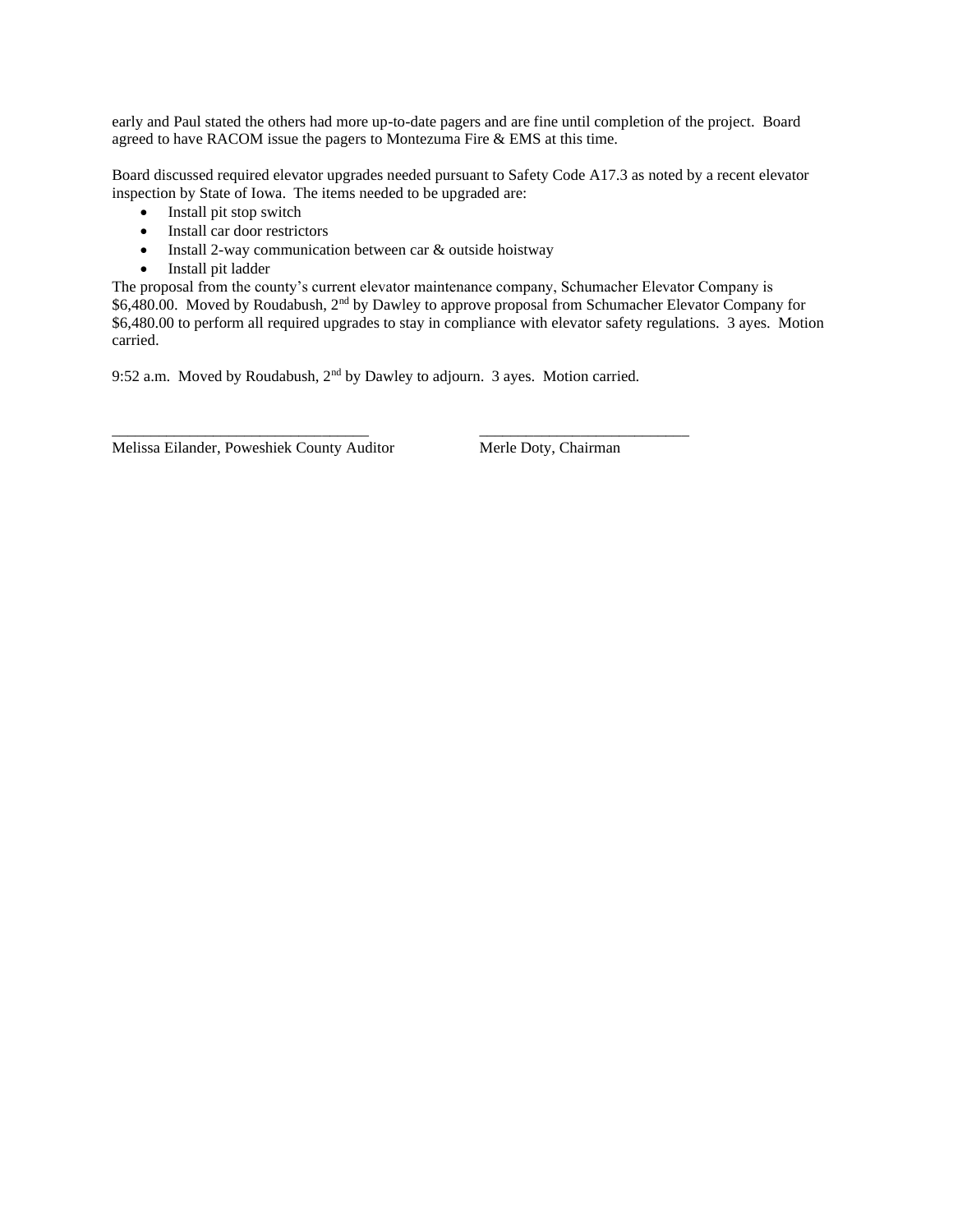early and Paul stated the others had more up-to-date pagers and are fine until completion of the project. Board agreed to have RACOM issue the pagers to Montezuma Fire & EMS at this time.

Board discussed required elevator upgrades needed pursuant to Safety Code A17.3 as noted by a recent elevator inspection by State of Iowa. The items needed to be upgraded are:

- Install pit stop switch
- Install car door restrictors
- Install 2-way communication between car & outside hoistway
- Install pit ladder

The proposal from the county's current elevator maintenance company, Schumacher Elevator Company is $6,480.00. Moved by Roudabush, 2nd by Dawley to approve proposal from Schumacher Elevator Company for $6,480.00 to perform all required upgrades to stay in compliance with elevator safety regulations. 3 ayes. Motion carried.

9:52 a.m. Moved by Roudabush, 2nd by Dawley to adjourn. 3 ayes. Motion carried.

_________________________________ ___________________________

Melissa Eilander, Poweshiek County Auditor Merle Doty, Chairman